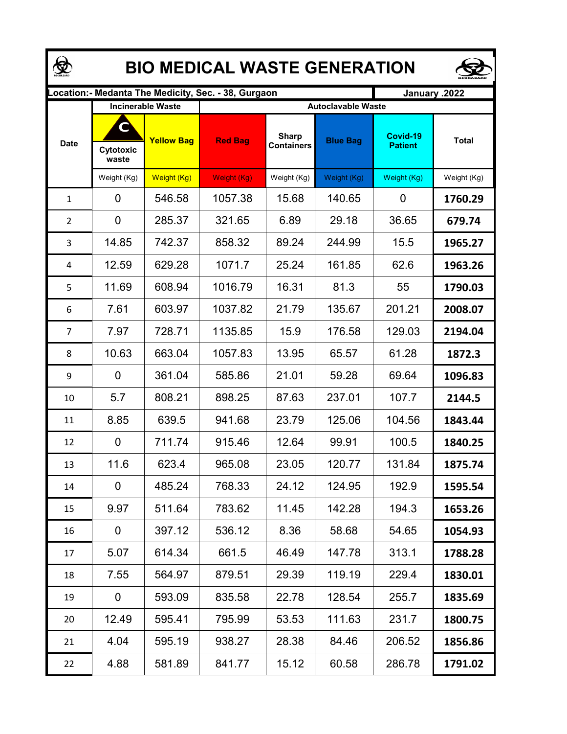# BIO MEDICAL WASTE GENERATION

| Location:- Medanta The Medicity, Sec. - 38, Gurgaon | | | | | | | January .2022 |
|---|---|---|---|---|---|---|---|
| Date | Incinerable Waste | | Autoclavable Waste | | | | Total |
| | Cytotoxic waste | Yellow Bag | Red Bag | Sharp Containers | Blue Bag | Covid-19 Patient | Total |
| | Weight (Kg) | Weight (Kg) | Weight (Kg) | Weight (Kg) | Weight (Kg) | Weight (Kg) | Weight (Kg) |
| 1 | 0 | 546.58 | 1057.38 | 15.68 | 140.65 | 0 | **1760.29** |
| 2 | 0 | 285.37 | 321.65 | 6.89 | 29.18 | 36.65 | **679.74** |
| 3 | 14.85 | 742.37 | 858.32 | 89.24 | 244.99 | 15.5 | **1965.27** |
| 4 | 12.59 | 629.28 | 1071.7 | 25.24 | 161.85 | 62.6 | **1963.26** |
| 5 | 11.69 | 608.94 | 1016.79 | 16.31 | 81.3 | 55 | **1790.03** |
| 6 | 7.61 | 603.97 | 1037.82 | 21.79 | 135.67 | 201.21 | **2008.07** |
| 7 | 7.97 | 728.71 | 1135.85 | 15.9 | 176.58 | 129.03 | **2194.04** |
| 8 | 10.63 | 663.04 | 1057.83 | 13.95 | 65.57 | 61.28 | **1872.3** |
| 9 | 0 | 361.04 | 585.86 | 21.01 | 59.28 | 69.64 | **1096.83** |
| 10 | 5.7 | 808.21 | 898.25 | 87.63 | 237.01 | 107.7 | **2144.5** |
| 11 | 8.85 | 639.5 | 941.68 | 23.79 | 125.06 | 104.56 | **1843.44** |
| 12 | 0 | 711.74 | 915.46 | 12.64 | 99.91 | 100.5 | **1840.25** |
| 13 | 11.6 | 623.4 | 965.08 | 23.05 | 120.77 | 131.84 | **1875.74** |
| 14 | 0 | 485.24 | 768.33 | 24.12 | 124.95 | 192.9 | **1595.54** |
| 15 | 9.97 | 511.64 | 783.62 | 11.45 | 142.28 | 194.3 | **1653.26** |
| 16 | 0 | 397.12 | 536.12 | 8.36 | 58.68 | 54.65 | **1054.93** |
| 17 | 5.07 | 614.34 | 661.5 | 46.49 | 147.78 | 313.1 | **1788.28** |
| 18 | 7.55 | 564.97 | 879.51 | 29.39 | 119.19 | 229.4 | **1830.01** |
| 19 | 0 | 593.09 | 835.58 | 22.78 | 128.54 | 255.7 | **1835.69** |
| 20 | 12.49 | 595.41 | 795.99 | 53.53 | 111.63 | 231.7 | **1800.75** |
| 21 | 4.04 | 595.19 | 938.27 | 28.38 | 84.46 | 206.52 | **1856.86** |
| 22 | 4.88 | 581.89 | 841.77 | 15.12 | 60.58 | 286.78 | **1791.02** |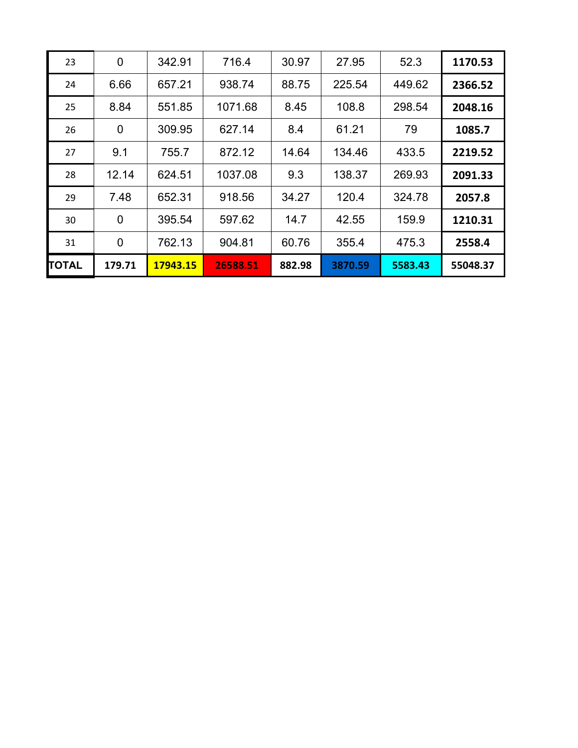| 23 | 0 | 342.91 | 716.4 | 30.97 | 27.95 | 52.3 | **1170.53** |
|---|---|---|---|---|---|---|---|
| 24 | 6.66 | 657.21 | 938.74 | 88.75 | 225.54 | 449.62 | **2366.52** |
| 25 | 8.84 | 551.85 | 1071.68 | 8.45 | 108.8 | 298.54 | **2048.16** |
| 26 | 0 | 309.95 | 627.14 | 8.4 | 61.21 | 79 | **1085.7** |
| 27 | 9.1 | 755.7 | 872.12 | 14.64 | 134.46 | 433.5 | **2219.52** |
| 28 | 12.14 | 624.51 | 1037.08 | 9.3 | 138.37 | 269.93 | **2091.33** |
| 29 | 7.48 | 652.31 | 918.56 | 34.27 | 120.4 | 324.78 | **2057.8** |
| 30 | 0 | 395.54 | 597.62 | 14.7 | 42.55 | 159.9 | **1210.31** |
| 31 | 0 | 762.13 | 904.81 | 60.76 | 355.4 | 475.3 | **2558.4** |
| **TOTAL** | **179.71** | **17943.15** | **26588.51** | **882.98** | **3870.59** | **5583.43** | **55048.37** |